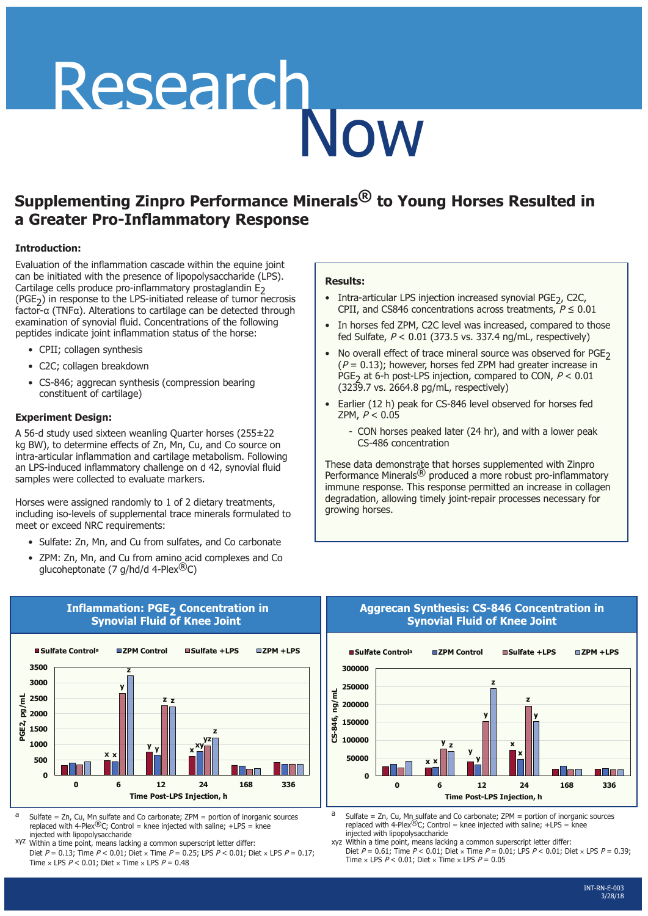# Research Now

## Supplementing Zinpro Performance Minerals® to Young Horses Resulted in a Greater Pro-Inflammatory Response

### Introduction:

Evaluation of the inflammation cascade within the equine joint can be initiated with the presence of lipopolysaccharide (LPS). Cartilage cells produce pro-inflammatory prostaglandin $E_2$ ($PGE_2$) in response to the LPS-initiated release of tumor necrosis factor-α (TNFα). Alterations to cartilage can be detected through examination of synovial fluid. Concentrations of the following peptides indicate joint inflammation status of the horse:

- CPII; collagen synthesis
- C2C; collagen breakdown
- CS-846; aggrecan synthesis (compression bearing constituent of cartilage)

### Experiment Design:

A 56-d study used sixteen weanling Quarter horses (255±22 kg BW), to determine effects of Zn, Mn, Cu, and Co source on intra-articular inflammation and cartilage metabolism. Following an LPS-induced inflammatory challenge on d 42, synovial fluid samples were collected to evaluate markers.

Horses were assigned randomly to 1 of 2 dietary treatments, including iso-levels of supplemental trace minerals formulated to meet or exceed NRC requirements:

- Sulfate: Zn, Mn, and Cu from sulfates, and Co carbonate
- ZPM: Zn, Mn, and Cu from amino acid complexes and Co glucoheptonate (7 g/hd/d 4-Plex®C)

### Results:

- Intra-articular LPS injection increased synovial $PGE_2$, C2C, CPII, and CS846 concentrations across treatments, $P \leq 0.01$
- In horses fed ZPM, C2C level was increased, compared to those fed Sulfate, $P < 0.01$ (373.5 vs. 337.4 ng/mL, respectively)
- No overall effect of trace mineral source was observed for $PGE_2$ ($P = 0.13$); however, horses fed ZPM had greater increase in $PGE_2$ at 6-h post-LPS injection, compared to CON, $P < 0.01$ (3239.7 vs. 2664.8 pg/mL, respectively)
- Earlier (12 h) peak for CS-846 level observed for horses fed ZPM, $P < 0.05$
  - CON horses peaked later (24 hr), and with a lower peak CS-486 concentration

These data demonstrate that horses supplemented with Zinpro Performance Minerals® produced a more robust pro-inflammatory immune response. This response permitted an increase in collagen degradation, allowing timely joint-repair processes necessary for growing horses.

#### Inflammation: $PGE_2$ Concentration in Synovial Fluid of Knee Joint

Sulfate Control[a] | ZPM Control | Sulfate +LPS | ZPM +LPS

PGE2, pg/mL

0, 500, 1000, 1500, 2000, 2500, 3000, 3500

Time Post-LPS Injection, h

0, 6, 12, 24, 168, 336

[a] Sulfate = Zn, Cu, Mn sulfate and Co carbonate; ZPM = portion of inorganic sources replaced with 4-Plex®C; Control = knee injected with saline; +LPS = knee injected with lipopolysaccharide

xyz Within a time point, means lacking a common superscript letter differ:
Diet $P = 0.13$; Time $P < 0.01$; Diet × Time $P = 0.25$; LPS $P < 0.01$; Diet × LPS $P = 0.17$; Time × LPS $P < 0.01$; Diet × Time × LPS $P = 0.48$

#### Aggrecan Synthesis: CS-846 Concentration in Synovial Fluid of Knee Joint

Sulfate Control[a] | ZPM Control | Sulfate +LPS | ZPM +LPS

CS-846, ng/mL

0, 50000, 100000, 150000, 200000, 250000, 300000

Time Post-LPS Injection, h

0, 6, 12, 24, 168, 336

[a] Sulfate = Zn, Cu, Mn sulfate and Co carbonate; ZPM = portion of inorganic sources replaced with 4-Plex®C; Control = knee injected with saline; +LPS = knee injected with lipopolysaccharide

xyz Within a time point, means lacking a common superscript letter differ:
Diet $P = 0.61$; Time $P < 0.01$; Diet × Time $P = 0.01$; LPS $P < 0.01$; Diet × LPS $P = 0.39$; Time × LPS $P < 0.01$; Diet × Time × LPS $P = 0.05$

INT-RN-E-003
3/28/18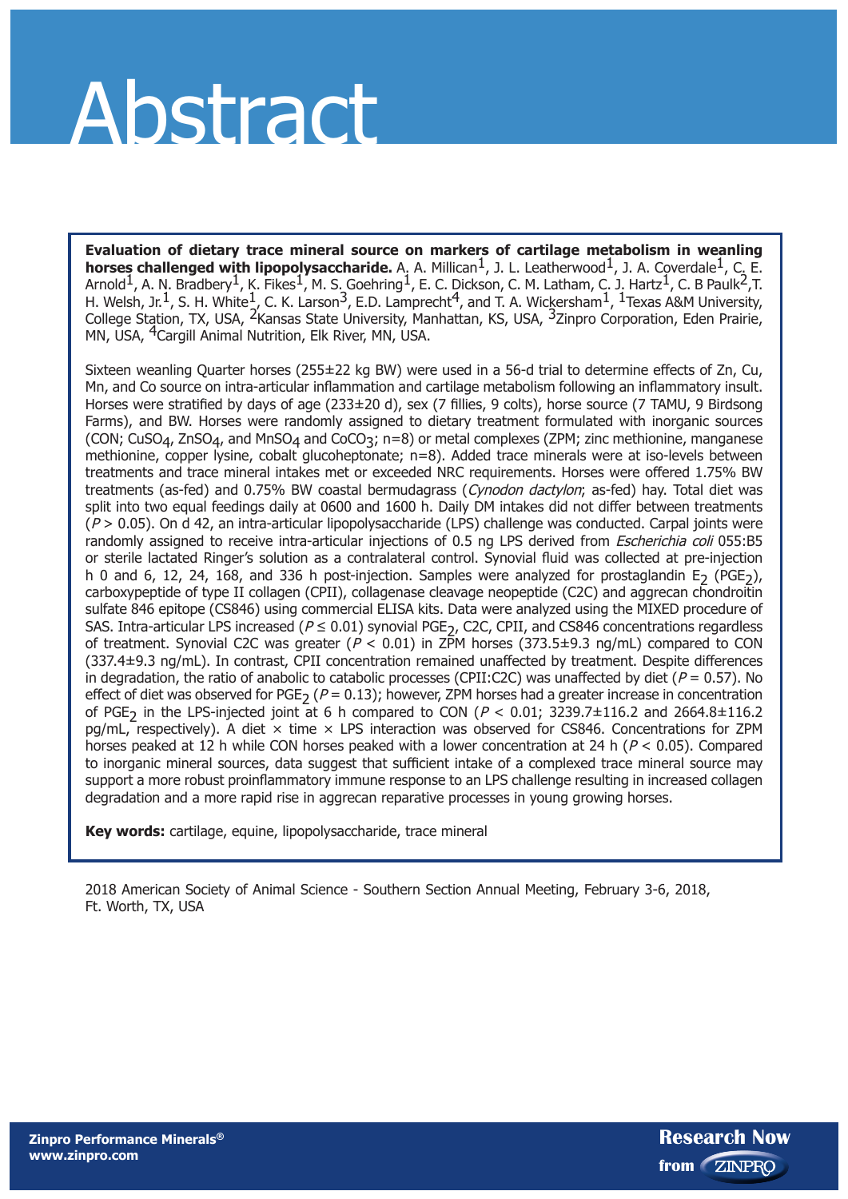# Abstract

**Evaluation of dietary trace mineral source on markers of cartilage metabolism in weanling horses challenged with lipopolysaccharide.** A. A. Millican[1], J. L. Leatherwood[1], J. A. Coverdale[1], C. E. Arnold[1], A. N. Bradbery[1], K. Fikes[1], M. S. Goehring[1], E. C. Dickson, C. M. Latham, C. J. Hartz[1], C. B Paulk[2], T. H. Welsh, Jr.[1], S. H. White[1], C. K. Larson[3], E.D. Lamprecht[4], and T. A. Wickersham[1], [1]Texas A&M University, College Station, TX, USA, [2]Kansas State University, Manhattan, KS, USA, [3]Zinpro Corporation, Eden Prairie, MN, USA, [4]Cargill Animal Nutrition, Elk River, MN, USA.

Sixteen weanling Quarter horses (255±22 kg BW) were used in a 56-d trial to determine effects of Zn, Cu, Mn, and Co source on intra-articular inflammation and cartilage metabolism following an inflammatory insult. Horses were stratified by days of age (233±20 d), sex (7 fillies, 9 colts), horse source (7 TAMU, 9 Birdsong Farms), and BW. Horses were randomly assigned to dietary treatment formulated with inorganic sources (CON; $CuSO_4$, $ZnSO_4$, and $MnSO_4$ and $CoCO_3$; n=8) or metal complexes (ZPM; zinc methionine, manganese methionine, copper lysine, cobalt glucoheptonate; n=8). Added trace minerals were at iso-levels between treatments and trace mineral intakes met or exceeded NRC requirements. Horses were offered 1.75% BW treatments (as-fed) and 0.75% BW coastal bermudagrass (*Cynodon dactylon*; as-fed) hay. Total diet was split into two equal feedings daily at 0600 and 1600 h. Daily DM intakes did not differ between treatments ($P > 0.05$). On d 42, an intra-articular lipopolysaccharide (LPS) challenge was conducted. Carpal joints were randomly assigned to receive intra-articular injections of 0.5 ng LPS derived from *Escherichia coli* 055:B5 or sterile lactated Ringer's solution as a contralateral control. Synovial fluid was collected at pre-injection h 0 and 6, 12, 24, 168, and 336 h post-injection. Samples were analyzed for prostaglandin $E_2$ ($PGE_2$), carboxypeptide of type II collagen (CPII), collagenase cleavage neopeptide (C2C) and aggrecan chondroitin sulfate 846 epitope (CS846) using commercial ELISA kits. Data were analyzed using the MIXED procedure of SAS. Intra-articular LPS increased ($P \leq 0.01$) synovial $PGE_2$, C2C, CPII, and CS846 concentrations regardless of treatment. Synovial C2C was greater ($P < 0.01$) in ZPM horses (373.5±9.3 ng/mL) compared to CON (337.4±9.3 ng/mL). In contrast, CPII concentration remained unaffected by treatment. Despite differences in degradation, the ratio of anabolic to catabolic processes (CPII:C2C) was unaffected by diet ($P = 0.57$). No effect of diet was observed for $PGE_2$ ($P = 0.13$); however, ZPM horses had a greater increase in concentration of $PGE_2$ in the LPS-injected joint at 6 h compared to CON ($P < 0.01$; 3239.7±116.2 and 2664.8±116.2 pg/mL, respectively). A diet × time × LPS interaction was observed for CS846. Concentrations for ZPM horses peaked at 12 h while CON horses peaked with a lower concentration at 24 h ($P < 0.05$). Compared to inorganic mineral sources, data suggest that sufficient intake of a complexed trace mineral source may support a more robust proinflammatory immune response to an LPS challenge resulting in increased collagen degradation and a more rapid rise in aggrecan reparative processes in young growing horses.

**Key words:** cartilage, equine, lipopolysaccharide, trace mineral

2018 American Society of Animal Science - Southern Section Annual Meeting, February 3-6, 2018, Ft. Worth, TX, USA

Zinpro Performance Minerals®
www.zinpro.com

Research Now from ZINPRO